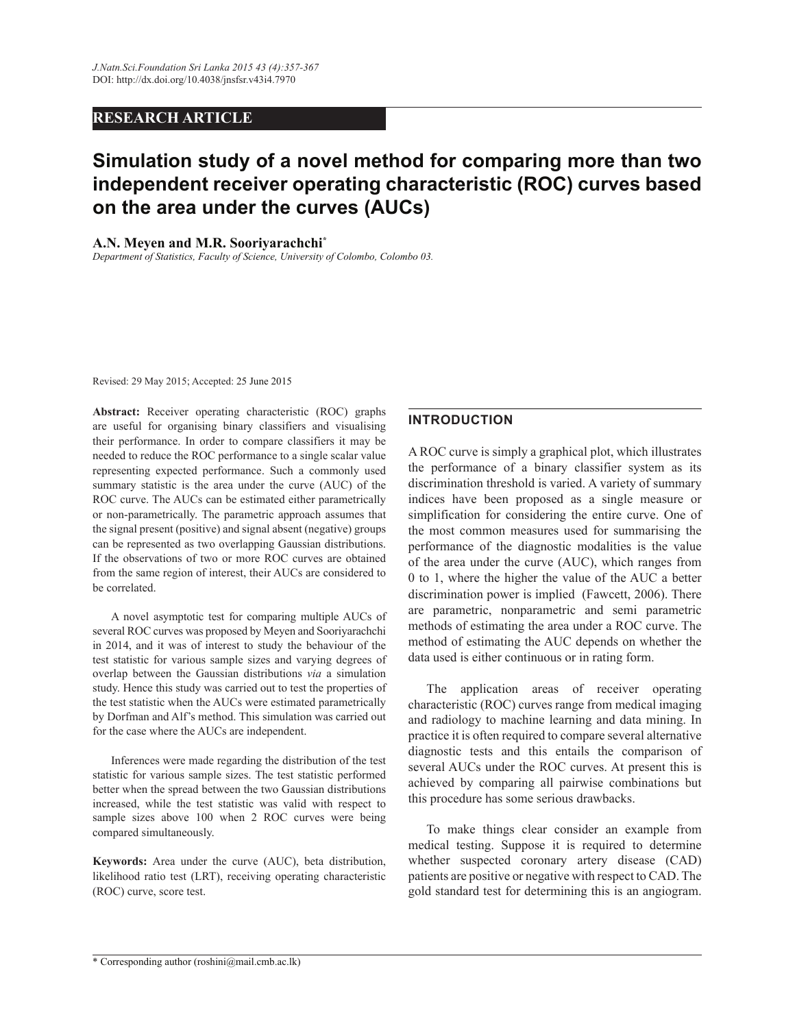RESEARCH ARTICLE

# Simulation study of a novel method for comparing more than two independent receiver operating characteristic (ROC) curves based on the area under the curves (AUCs)

**A.N. Meyen and M.R. Sooriyarachchi***

*Department of Statistics, Faculty of Science, University of Colombo, Colombo 03.*

Revised: 29 May 2015; Accepted: 25 June 2015

**Abstract:** Receiver operating characteristic (ROC) graphs are useful for organising binary classifiers and visualising their performance. In order to compare classifiers it may be needed to reduce the ROC performance to a single scalar value representing expected performance. Such a commonly used summary statistic is the area under the curve (AUC) of the ROC curve. The AUCs can be estimated either parametrically or non-parametrically. The parametric approach assumes that the signal present (positive) and signal absent (negative) groups can be represented as two overlapping Gaussian distributions. If the observations of two or more ROC curves are obtained from the same region of interest, their AUCs are considered to be correlated.

A novel asymptotic test for comparing multiple AUCs of several ROC curves was proposed by Meyen and Sooriyarachchi in 2014, and it was of interest to study the behaviour of the test statistic for various sample sizes and varying degrees of overlap between the Gaussian distributions *via* a simulation study. Hence this study was carried out to test the properties of the test statistic when the AUCs were estimated parametrically by Dorfman and Alf's method. This simulation was carried out for the case where the AUCs are independent.

Inferences were made regarding the distribution of the test statistic for various sample sizes. The test statistic performed better when the spread between the two Gaussian distributions increased, while the test statistic was valid with respect to sample sizes above 100 when 2 ROC curves were being compared simultaneously.

**Keywords:** Area under the curve (AUC), beta distribution, likelihood ratio test (LRT), receiving operating characteristic (ROC) curve, score test.

## INTRODUCTION

A ROC curve is simply a graphical plot, which illustrates the performance of a binary classifier system as its discrimination threshold is varied. A variety of summary indices have been proposed as a single measure or simplification for considering the entire curve. One of the most common measures used for summarising the performance of the diagnostic modalities is the value of the area under the curve (AUC), which ranges from 0 to 1, where the higher the value of the AUC a better discrimination power is implied (Fawcett, 2006). There are parametric, nonparametric and semi parametric methods of estimating the area under a ROC curve. The method of estimating the AUC depends on whether the data used is either continuous or in rating form.

The application areas of receiver operating characteristic (ROC) curves range from medical imaging and radiology to machine learning and data mining. In practice it is often required to compare several alternative diagnostic tests and this entails the comparison of several AUCs under the ROC curves. At present this is achieved by comparing all pairwise combinations but this procedure has some serious drawbacks.

To make things clear consider an example from medical testing. Suppose it is required to determine whether suspected coronary artery disease (CAD) patients are positive or negative with respect to CAD. The gold standard test for determining this is an angiogram.

\* Corresponding author (roshini@mail.cmb.ac.lk)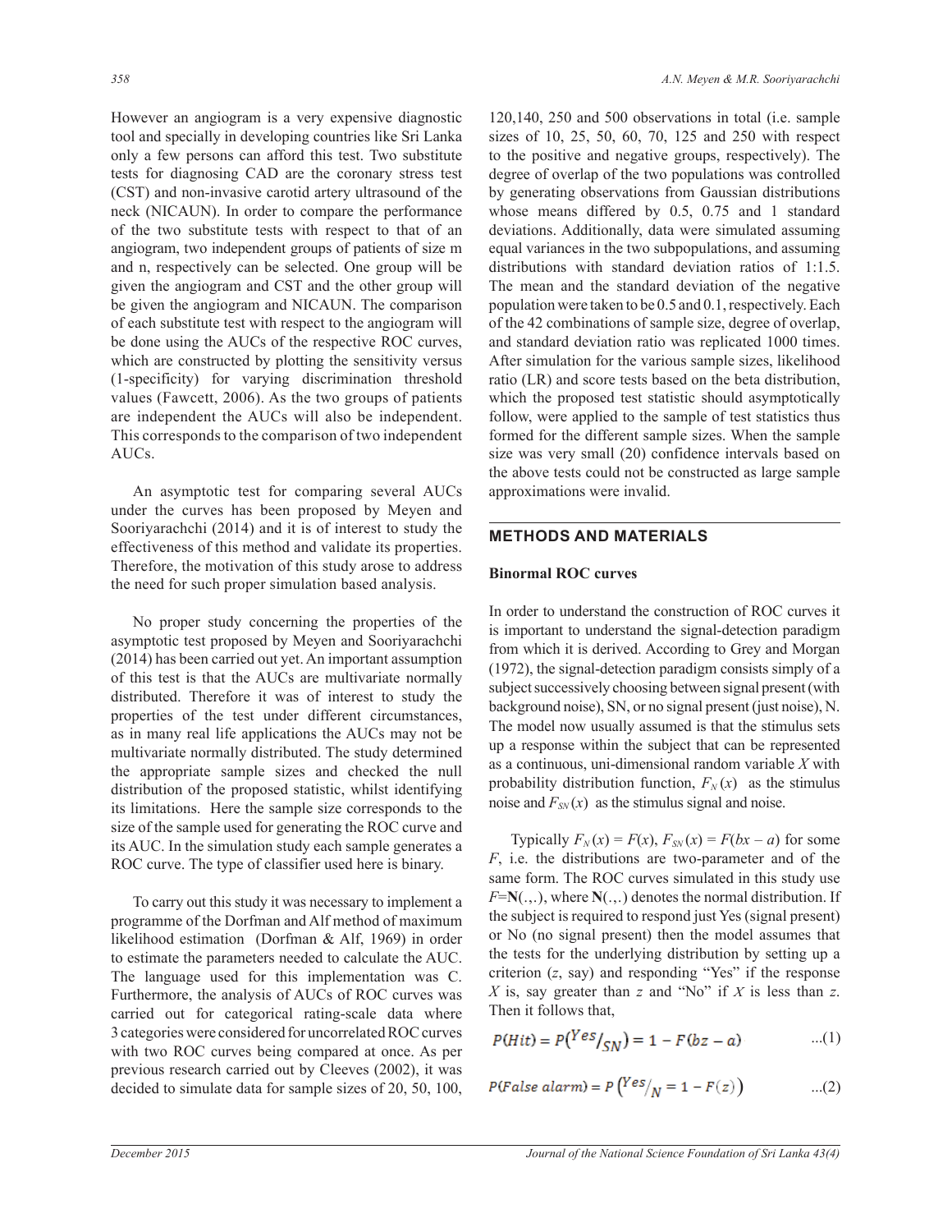However an angiogram is a very expensive diagnostic tool and specially in developing countries like Sri Lanka only a few persons can afford this test. Two substitute tests for diagnosing CAD are the coronary stress test (CST) and non-invasive carotid artery ultrasound of the neck (NICAUN). In order to compare the performance of the two substitute tests with respect to that of an angiogram, two independent groups of patients of size m and n, respectively can be selected. One group will be given the angiogram and CST and the other group will be given the angiogram and NICAUN. The comparison of each substitute test with respect to the angiogram will be done using the AUCs of the respective ROC curves, which are constructed by plotting the sensitivity versus (1-specificity) for varying discrimination threshold values (Fawcett, 2006). As the two groups of patients are independent the AUCs will also be independent. This corresponds to the comparison of two independent AUCs.

An asymptotic test for comparing several AUCs under the curves has been proposed by Meyen and Sooriyarachchi (2014) and it is of interest to study the effectiveness of this method and validate its properties. Therefore, the motivation of this study arose to address the need for such proper simulation based analysis.

No proper study concerning the properties of the asymptotic test proposed by Meyen and Sooriyarachchi (2014) has been carried out yet. An important assumption of this test is that the AUCs are multivariate normally distributed. Therefore it was of interest to study the properties of the test under different circumstances, as in many real life applications the AUCs may not be multivariate normally distributed. The study determined the appropriate sample sizes and checked the null distribution of the proposed statistic, whilst identifying its limitations. Here the sample size corresponds to the size of the sample used for generating the ROC curve and its AUC. In the simulation study each sample generates a ROC curve. The type of classifier used here is binary.

To carry out this study it was necessary to implement a programme of the Dorfman and Alf method of maximum likelihood estimation (Dorfman & Alf, 1969) in order to estimate the parameters needed to calculate the AUC. The language used for this implementation was C. Furthermore, the analysis of AUCs of ROC curves was carried out for categorical rating-scale data where 3 categories were considered for uncorrelated ROC curves with two ROC curves being compared at once. As per previous research carried out by Cleeves (2002), it was decided to simulate data for sample sizes of 20, 50, 100, 120,140, 250 and 500 observations in total (i.e. sample sizes of 10, 25, 50, 60, 70, 125 and 250 with respect to the positive and negative groups, respectively). The degree of overlap of the two populations was controlled by generating observations from Gaussian distributions whose means differed by 0.5, 0.75 and 1 standard deviations. Additionally, data were simulated assuming equal variances in the two subpopulations, and assuming distributions with standard deviation ratios of 1:1.5. The mean and the standard deviation of the negative population were taken to be 0.5 and 0.1, respectively. Each of the 42 combinations of sample size, degree of overlap, and standard deviation ratio was replicated 1000 times. After simulation for the various sample sizes, likelihood ratio (LR) and score tests based on the beta distribution, which the proposed test statistic should asymptotically follow, were applied to the sample of test statistics thus formed for the different sample sizes. When the sample size was very small (20) confidence intervals based on the above tests could not be constructed as large sample approximations were invalid.

## METHODS AND MATERIALS

### Binormal ROC curves

In order to understand the construction of ROC curves it is important to understand the signal-detection paradigm from which it is derived. According to Grey and Morgan (1972), the signal-detection paradigm consists simply of a subject successively choosing between signal present (with background noise), SN, or no signal present (just noise), N. The model now usually assumed is that the stimulus sets up a response within the subject that can be represented as a continuous, uni-dimensional random variable $X$ with probability distribution function, $F_N(x)$ as the stimulus noise and $F_{SN}(x)$ as the stimulus signal and noise.

Typically $F_N(x) = F(x)$, $F_{SN}(x) = F(bx - a)$ for some $F$, i.e. the distributions are two-parameter and of the same form. The ROC curves simulated in this study use $F$=$\mathbf{N}(.,.)$, where $\mathbf{N}(.,.)$ denotes the normal distribution. If the subject is required to respond just Yes (signal present) or No (no signal present) then the model assumes that the tests for the underlying distribution by setting up a criterion ($z$, say) and responding "Yes" if the response $X$ is, say greater than $z$ and "No" if $X$ is less than $z$. Then it follows that,

$$P(Hit) = P\left(^{Yes}/_{SN}\right) = 1 - F(bz - a) \qquad ...(1)$$

$$P(False\ alarm) = P\left(^{Yes}/_{N} = 1 - F(z)\right) \qquad ...(2)$$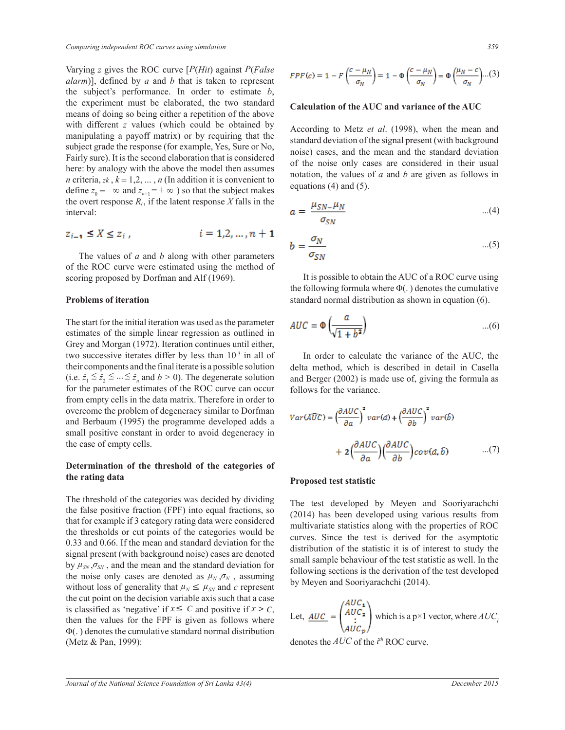Varying $z$ gives the ROC curve [$P(Hit)$ against $P(False\ alarm)$], defined by $a$ and $b$ that is taken to represent the subject's performance. In order to estimate $b$, the experiment must be elaborated, the two standard means of doing so being either a repetition of the above with different $z$ values (which could be obtained by manipulating a payoff matrix) or by requiring that the subject grade the response (for example, Yes, Sure or No, Fairly sure). It is the second elaboration that is considered here: by analogy with the above the model then assumes $n$ criteria, $z_k$, $k = 1,2, \ldots, n$ (In addition it is convenient to define $z_0 = -\infty$ and $z_{n+1} = +\infty$ ) so that the subject makes the overt response $R_i$, if the latent response $X$ falls in the interval:

$$z_{i-1} \leq X \leq z_i, \qquad i = 1,2, \ldots, n+1$$

The values of $a$ and $b$ along with other parameters of the ROC curve were estimated using the method of scoring proposed by Dorfman and Alf (1969).

**Problems of iteration**

The start for the initial iteration was used as the parameter estimates of the simple linear regression as outlined in Grey and Morgan (1972). Iteration continues until either, two successive iterates differ by less than $10^{-3}$ in all of their components and the final iterate is a possible solution (i.e. $\hat{z}_1 \leq \hat{z}_2 \leq \ldots \leq \hat{z}_n$ and $b > 0$). The degenerate solution for the parameter estimates of the ROC curve can occur from empty cells in the data matrix. Therefore in order to overcome the problem of degeneracy similar to Dorfman and Berbaum (1995) the programme developed adds a small positive constant in order to avoid degeneracy in the case of empty cells.

**Determination of the threshold of the categories of the rating data**

The threshold of the categories was decided by dividing the false positive fraction (FPF) into equal fractions, so that for example if 3 category rating data were considered the thresholds or cut points of the categories would be 0.33 and 0.66. If the mean and standard deviation for the signal present (with background noise) cases are denoted by $\mu_{SN}, \sigma_{SN}$, and the mean and the standard deviation for the noise only cases are denoted as $\mu_N, \sigma_N$, assuming without loss of generality that $\mu_N \leq \mu_{SN}$ and $c$ represent the cut point on the decision variable axis such that a case is classified as 'negative' if $x \leq C$ and positive if $x > C$, then the values for the FPF is given as follows where $\Phi(.)$ denotes the cumulative standard normal distribution (Metz & Pan, 1999):

$$FPF(c) = 1 - F\left(\frac{c - \mu_N}{\sigma_N}\right) = 1 - \Phi\left(\frac{c - \mu_N}{\sigma_N}\right) = \Phi\left(\frac{\mu_N - c}{\sigma_N}\right) \quad \ldots(3)$$

**Calculation of the AUC and variance of the AUC**

According to Metz *et al*. (1998), when the mean and standard deviation of the signal present (with background noise) cases, and the mean and the standard deviation of the noise only cases are considered in their usual notation, the values of $a$ and $b$ are given as follows in equations (4) and (5).

$$a = \frac{\mu_{SN} - \mu_N}{\sigma_{SN}} \quad \ldots(4)$$

$$b = \frac{\sigma_N}{\sigma_{SN}} \quad \ldots(5)$$

It is possible to obtain the AUC of a ROC curve using the following formula where $\Phi(.)$ denotes the cumulative standard normal distribution as shown in equation (6).

$$AUC = \Phi\left(\frac{a}{\sqrt{1 + b^2}}\right) \quad \ldots(6)$$

In order to calculate the variance of the AUC, the delta method, which is described in detail in Casella and Berger (2002) is made use of, giving the formula as follows for the variance.

$$Var(\widehat{AUC}) = \left(\frac{\partial AUC}{\partial a}\right)^2 var(\hat{a}) + \left(\frac{\partial AUC}{\partial b}\right)^2 var(\hat{b}) + 2\left(\frac{\partial AUC}{\partial a}\right)\left(\frac{\partial AUC}{\partial b}\right) cov(\hat{a}, \hat{b}) \quad \ldots(7)$$

**Proposed test statistic**

The test developed by Meyen and Sooriyarachchi (2014) has been developed using various results from multivariate statistics along with the properties of ROC curves. Since the test is derived for the asymptotic distribution of the statistic it is of interest to study the small sample behaviour of the test statistic as well. In the following sections is the derivation of the test developed by Meyen and Sooriyarachchi (2014).

Let, $\underline{AUC} = \begin{pmatrix} AUC_1 \\ AUC_2 \\ \vdots \\ AUC_p \end{pmatrix}$ which is a p×1 vector, where $AUC_i$ denotes the $AUC$ of the $i^{th}$ ROC curve.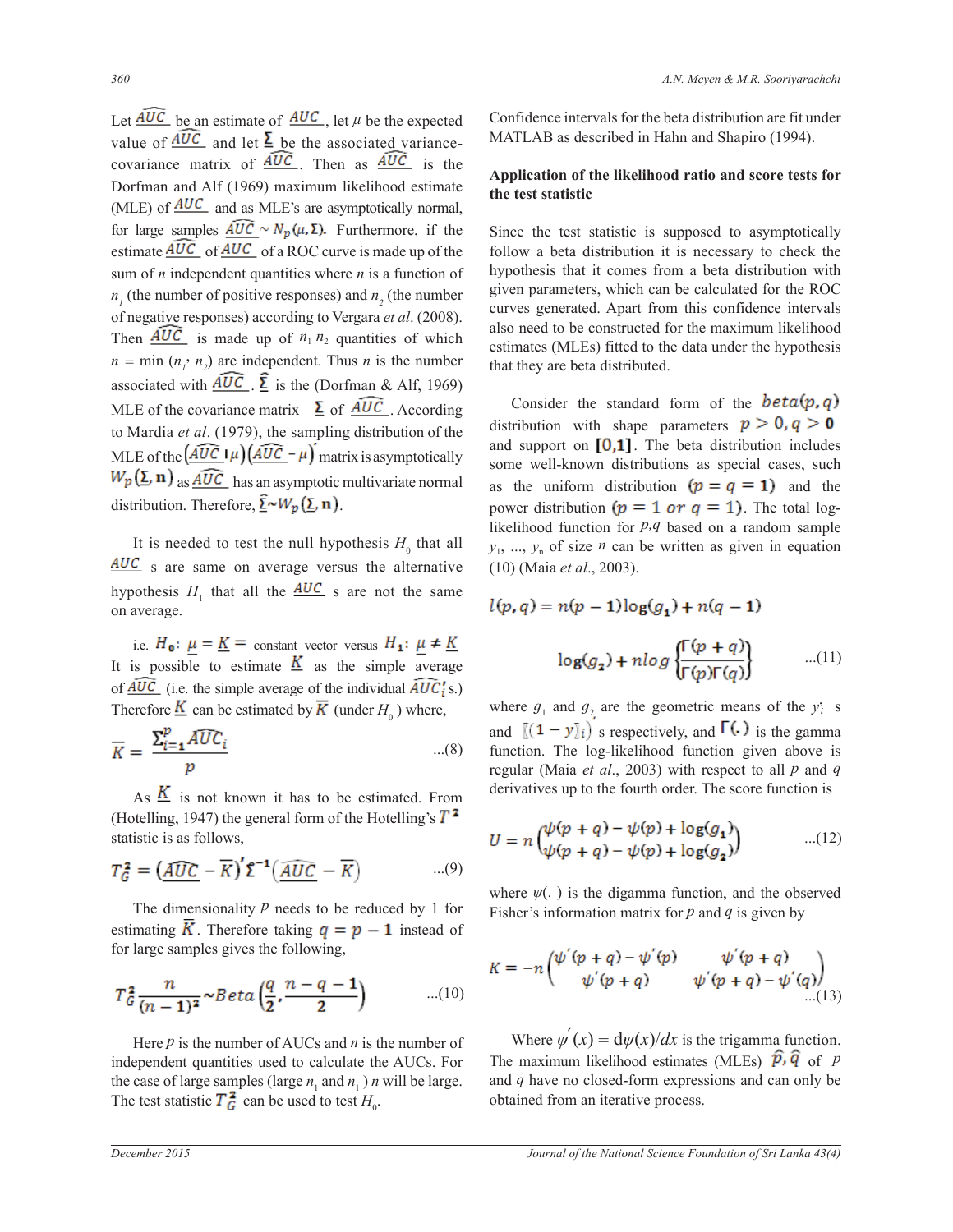Let $\widehat{AUC}$ be an estimate of $AUC$, let $\mu$ be the expected value of $\widehat{AUC}$ and let $\Sigma$ be the associated variance-covariance matrix of $\widehat{AUC}$. Then as $\widehat{AUC}$ is the Dorfman and Alf (1969) maximum likelihood estimate (MLE) of $AUC$ and as MLE's are asymptotically normal, for large samples $\widehat{AUC} \sim N_p(\mu, \Sigma)$. Furthermore, if the estimate $\widehat{AUC}$ of $AUC$ of a ROC curve is made up of the sum of $n$ independent quantities where $n$ is a function of $n_1$ (the number of positive responses) and $n_2$ (the number of negative responses) according to Vergara *et al*. (2008). Then $\widehat{AUC}$ is made up of $n_1 n_2$ quantities of which $n = \min(n_1, n_2)$ are independent. Thus $n$ is the number associated with $\widehat{AUC}$. $\widehat{\Sigma}$ is the (Dorfman & Alf, 1969) MLE of the covariance matrix $\Sigma$ of $\widehat{AUC}$. According to Mardia *et al*. (1979), the sampling distribution of the MLE of the $(\widehat{AUC} - \mu)(\widehat{AUC} - \mu)'$ matrix is asymptotically $W_p(\Sigma, n)$ as $\widehat{AUC}$ has an asymptotic multivariate normal distribution. Therefore, $\widehat{\Sigma} \sim W_p(\Sigma, n)$.

It is needed to test the null hypothesis $H_0$ that all $AUC$ s are same on average versus the alternative hypothesis $H_1$ that all the $AUC$ s are not the same on average.

i.e. $H_0$: $\underline{\mu} = \underline{K}$ = constant vector versus $H_1$: $\underline{\mu} \neq \underline{K}$

It is possible to estimate $\underline{K}$ as the simple average of $\widehat{AUC}$ (i.e. the simple average of the individual $\widehat{AUC}_i'$s.) Therefore $\underline{K}$ can be estimated by $\overline{K}$ (under $H_0$) where,

$$\overline{K} = \frac{\sum_{i=1}^{p} \widehat{AUC}_i}{p} \quad ...(8)$$

As $\underline{K}$ is not known it has to be estimated. From (Hotelling, 1947) the general form of the Hotelling's $T^2$ statistic is as follows,

$$T_G^2 = (\widehat{AUC} - \overline{K})' \Sigma^{-1} (\widehat{AUC} - \overline{K}) \quad ...(9)$$

The dimensionality $p$ needs to be reduced by 1 for estimating $\overline{K}$. Therefore taking $q = p - 1$ instead of for large samples gives the following,

$$T_G^2 \frac{n}{(n-1)^2} \sim Beta\left(\frac{q}{2}, \frac{n-q-1}{2}\right) \quad ...(10)$$

Here $p$ is the number of AUCs and $n$ is the number of independent quantities used to calculate the AUCs. For the case of large samples (large $n_1$ and $n_1$) $n$ will be large. The test statistic $T_G^2$ can be used to test $H_0$.

Confidence intervals for the beta distribution are fit under MATLAB as described in Hahn and Shapiro (1994).

**Application of the likelihood ratio and score tests for the test statistic**

Since the test statistic is supposed to asymptotically follow a beta distribution it is necessary to check the hypothesis that it comes from a beta distribution with given parameters, which can be calculated for the ROC curves generated. Apart from this confidence intervals also need to be constructed for the maximum likelihood estimates (MLEs) fitted to the data under the hypothesis that they are beta distributed.

Consider the standard form of the $beta(p, q)$ distribution with shape parameters $p > 0, q > 0$ and support on $[0,1]$. The beta distribution includes some well-known distributions as special cases, such as the uniform distribution $(p = q = 1)$ and the power distribution $(p = 1 \text{ or } q = 1)$. The total log-likelihood function for $p, q$ based on a random sample $y_1, ..., y_n$ of size $n$ can be written as given in equation (10) (Maia *et al*., 2003).

$$l(p, q) = n(p-1)\log(g_1) + n(q-1) \log(g_2) + n\log\left\{\frac{\Gamma(p+q)}{\Gamma(p)\Gamma(q)}\right\} \quad ...(11)$$

where $g_1$ and $g_2$ are the geometric means of the $y_i$'s and $[(1-y]_i)'$s respectively, and $\Gamma(.)$ is the gamma function. The log-likelihood function given above is regular (Maia *et al*., 2003) with respect to all $p$ and $q$ derivatives up to the fourth order. The score function is

$$U = n\begin{pmatrix} \psi(p+q) - \psi(p) + \log(g_1) \\ \psi(p+q) - \psi(p) + \log(g_2) \end{pmatrix} \quad ...(12)$$

where $\psi(.)$ is the digamma function, and the observed Fisher's information matrix for $p$ and $q$ is given by

$$K = -n\begin{pmatrix} \psi'(p+q) - \psi'(p) & \psi'(p+q) \\ \psi'(p+q) & \psi'(p+q) - \psi'(q) \end{pmatrix} \quad ...(13)$$

Where $\psi'(x) = d\psi(x)/dx$ is the trigamma function. The maximum likelihood estimates (MLEs) $\hat{p}, \hat{q}$ of $p$ and $q$ have no closed-form expressions and can only be obtained from an iterative process.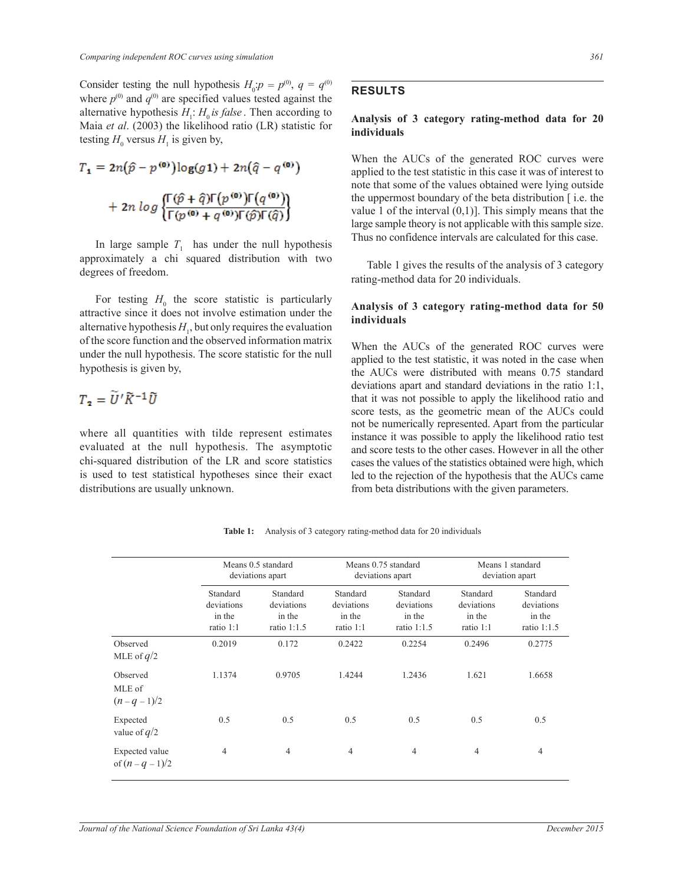Consider testing the null hypothesis $H_0$:$p = p^{(0)}$, $q = q^{(0)}$ where $p^{(0)}$ and $q^{(0)}$ are specified values tested against the alternative hypothesis $H_1$: $H_0$ *is false*. Then according to Maia *et al*. (2003) the likelihood ratio (LR) statistic for testing $H_0$ versus $H_1$ is given by,

$$T_1 = 2n(\hat{p} - p^{(0)})\log(g1) + 2n(\hat{q} - q^{(0)}) + 2n\,log\left\{\frac{\Gamma(\hat{p}+\hat{q})\Gamma(p^{(0)})\Gamma(q^{(0)})}{\Gamma(p^{(0)}+q^{(0)})\Gamma(\hat{p})\Gamma(\hat{q})}\right\}$$

In large sample $T_1$ has under the null hypothesis approximately a chi squared distribution with two degrees of freedom.

For testing $H_0$ the score statistic is particularly attractive since it does not involve estimation under the alternative hypothesis $H_1$, but only requires the evaluation of the score function and the observed information matrix under the null hypothesis. The score statistic for the null hypothesis is given by,

$$T_2 = \tilde{U}'\tilde{K}^{-1}\tilde{U}$$

where all quantities with tilde represent estimates evaluated at the null hypothesis. The asymptotic chi-squared distribution of the LR and score statistics is used to test statistical hypotheses since their exact distributions are usually unknown.

## RESULTS

### Analysis of 3 category rating-method data for 20 individuals

When the AUCs of the generated ROC curves were applied to the test statistic in this case it was of interest to note that some of the values obtained were lying outside the uppermost boundary of the beta distribution [ i.e. the value 1 of the interval (0,1)]. This simply means that the large sample theory is not applicable with this sample size. Thus no confidence intervals are calculated for this case.

Table 1 gives the results of the analysis of 3 category rating-method data for 20 individuals.

### Analysis of 3 category rating-method data for 50 individuals

When the AUCs of the generated ROC curves were applied to the test statistic, it was noted in the case when the AUCs were distributed with means 0.75 standard deviations apart and standard deviations in the ratio 1:1, that it was not possible to apply the likelihood ratio and score tests, as the geometric mean of the AUCs could not be numerically represented. Apart from the particular instance it was possible to apply the likelihood ratio test and score tests to the other cases. However in all the other cases the values of the statistics obtained were high, which led to the rejection of the hypothesis that the AUCs came from beta distributions with the given parameters.

**Table 1:** Analysis of 3 category rating-method data for 20 individuals

| | Means 0.5 standard deviations apart | | Means 0.75 standard deviations apart | | Means 1 standard deviation apart | |
|---|---|---|---|---|---|---|
| | Standard deviations in the ratio 1:1 | Standard deviations in the ratio 1:1.5 | Standard deviations in the ratio 1:1 | Standard deviations in the ratio 1:1.5 | Standard deviations in the ratio 1:1 | Standard deviations in the ratio 1:1.5 |
| Observed MLE of $q/2$ | 0.2019 | 0.172 | 0.2422 | 0.2254 | 0.2496 | 0.2775 |
| Observed MLE of $(n-q-1)/2$ | 1.1374 | 0.9705 | 1.4244 | 1.2436 | 1.621 | 1.6658 |
| Expected value of $q/2$ | 0.5 | 0.5 | 0.5 | 0.5 | 0.5 | 0.5 |
| Expected value of $(n-q-1)/2$ | 4 | 4 | 4 | 4 | 4 | 4 |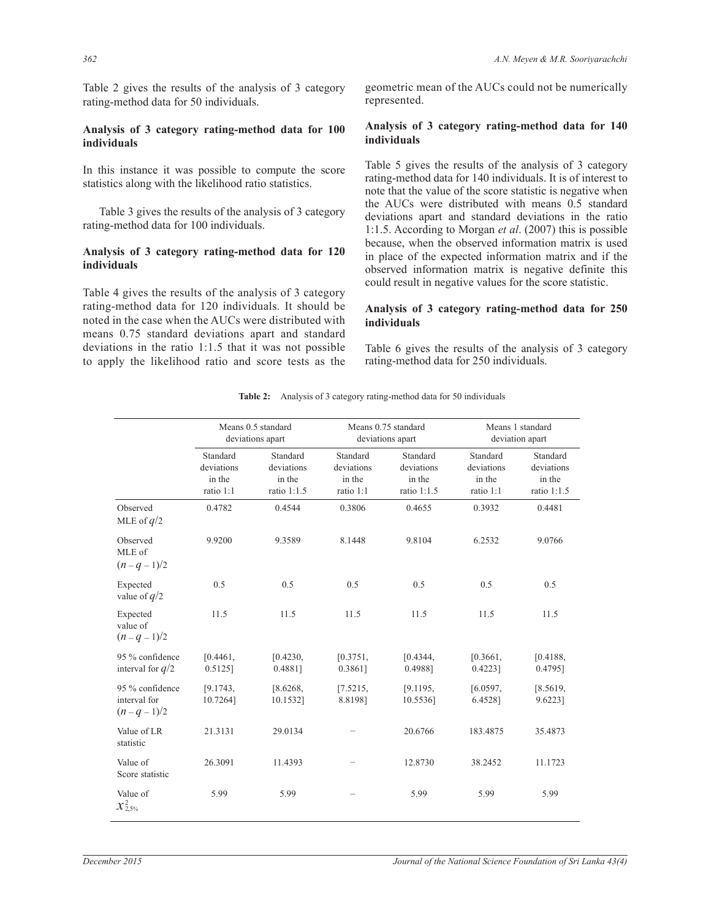Table 2 gives the results of the analysis of 3 category rating-method data for 50 individuals.

### Analysis of 3 category rating-method data for 100 individuals

In this instance it was possible to compute the score statistics along with the likelihood ratio statistics.

Table 3 gives the results of the analysis of 3 category rating-method data for 100 individuals.

### Analysis of 3 category rating-method data for 120 individuals

Table 4 gives the results of the analysis of 3 category rating-method data for 120 individuals. It should be noted in the case when the AUCs were distributed with means 0.75 standard deviations apart and standard deviations in the ratio 1:1.5 that it was not possible to apply the likelihood ratio and score tests as the geometric mean of the AUCs could not be numerically represented.

### Analysis of 3 category rating-method data for 140 individuals

Table 5 gives the results of the analysis of 3 category rating-method data for 140 individuals. It is of interest to note that the value of the score statistic is negative when the AUCs were distributed with means 0.5 standard deviations apart and standard deviations in the ratio 1:1.5. According to Morgan *et al*. (2007) this is possible because, when the observed information matrix is used in place of the expected information matrix and if the observed information matrix is negative definite this could result in negative values for the score statistic.

### Analysis of 3 category rating-method data for 250 individuals

Table 6 gives the results of the analysis of 3 category rating-method data for 250 individuals.

**Table 2:** Analysis of 3 category rating-method data for 50 individuals

| | Means 0.5 standard deviations apart | | Means 0.75 standard deviations apart | | Means 1 standard deviation apart | |
|---|---|---|---|---|---|---|
| | Standard deviations in the ratio 1:1 | Standard deviations in the ratio 1:1.5 | Standard deviations in the ratio 1:1 | Standard deviations in the ratio 1:1.5 | Standard deviations in the ratio 1:1 | Standard deviations in the ratio 1:1.5 |
| Observed MLE of $q/2$ | 0.4782 | 0.4544 | 0.3806 | 0.4655 | 0.3932 | 0.4481 |
| Observed MLE of $(n-q-1)/2$ | 9.9200 | 9.3589 | 8.1448 | 9.8104 | 6.2532 | 9.0766 |
| Expected value of $q/2$ | 0.5 | 0.5 | 0.5 | 0.5 | 0.5 | 0.5 |
| Expected value of $(n-q-1)/2$ | 11.5 | 11.5 | 11.5 | 11.5 | 11.5 | 11.5 |
| 95 % confidence interval for $q/2$ | [0.4461, 0.5125] | [0.4230, 0.4881] | [0.3751, 0.3861] | [0.4344, 0.4988] | [0.3661, 0.4223] | [0.4188, 0.4795] |
| 95 % confidence interval for $(n-q-1)/2$ | [9.1743, 10.7264] | [8.6268, 10.1532] | [7.5215, 8.8198] | [9.1195, 10.5536] | [6.0597, 6.4528] | [8.5619, 9.6223] |
| Value of LR statistic | 21.3131 | 29.0134 | – | 20.6766 | 183.4875 | 35.4873 |
| Value of Score statistic | 26.3091 | 11.4393 | – | 12.8730 | 38.2452 | 11.1723 |
| Value of $\chi^2_{2,5\%}$ | 5.99 | 5.99 | – | 5.99 | 5.99 | 5.99 |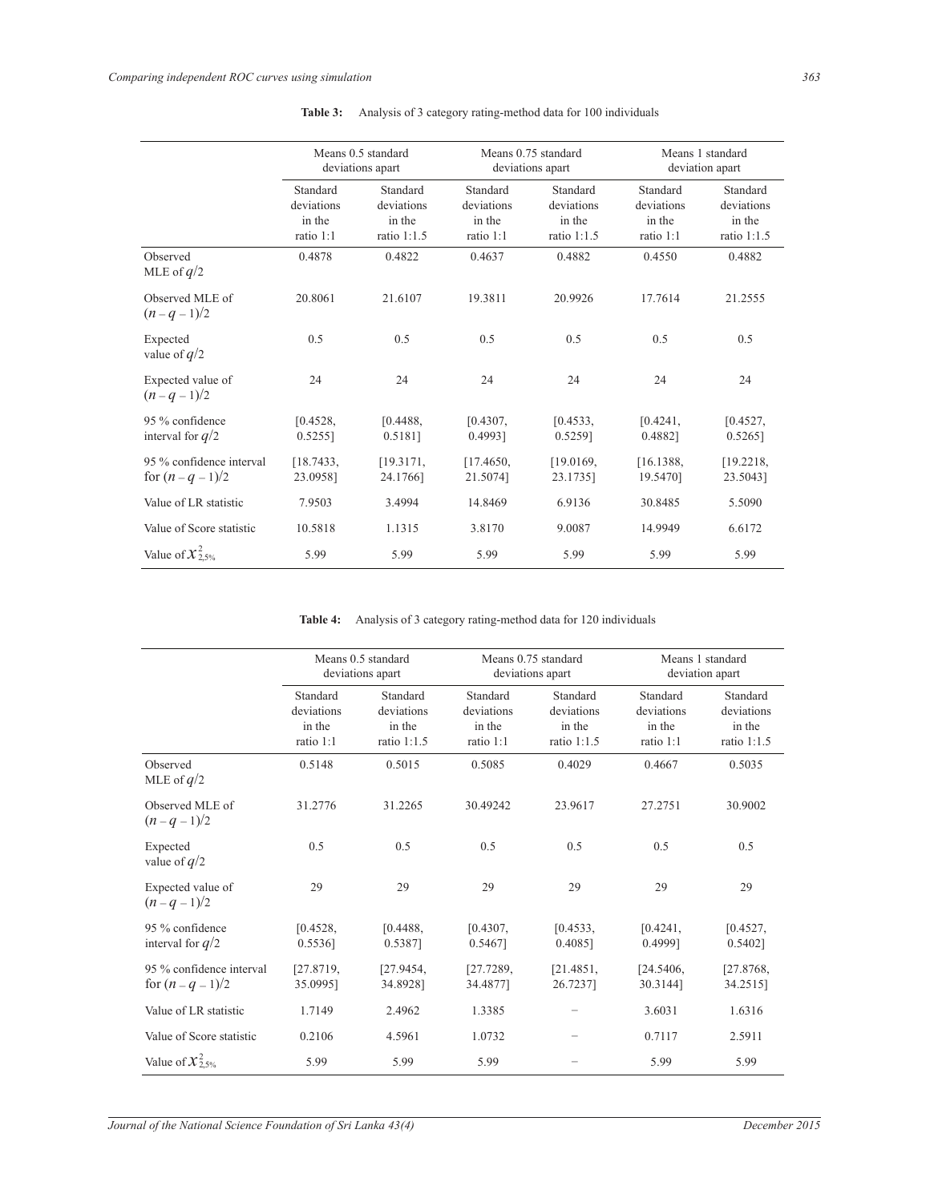**Table 3:** Analysis of 3 category rating-method data for 100 individuals

| | Means 0.5 standard deviations apart | | Means 0.75 standard deviations apart | | Means 1 standard deviation apart | |
|---|---|---|---|---|---|---|
| | Standard deviations in the ratio 1:1 | Standard deviations in the ratio 1:1.5 | Standard deviations in the ratio 1:1 | Standard deviations in the ratio 1:1.5 | Standard deviations in the ratio 1:1 | Standard deviations in the ratio 1:1.5 |
| Observed MLE of $q/2$ | 0.4878 | 0.4822 | 0.4637 | 0.4882 | 0.4550 | 0.4882 |
| Observed MLE of $(n-q-1)/2$ | 20.8061 | 21.6107 | 19.3811 | 20.9926 | 17.7614 | 21.2555 |
| Expected value of $q/2$ | 0.5 | 0.5 | 0.5 | 0.5 | 0.5 | 0.5 |
| Expected value of $(n-q-1)/2$ | 24 | 24 | 24 | 24 | 24 | 24 |
| 95 % confidence interval for $q/2$ | [0.4528, 0.5255] | [0.4488, 0.5181] | [0.4307, 0.4993] | [0.4533, 0.5259] | [0.4241, 0.4882] | [0.4527, 0.5265] |
| 95 % confidence interval for $(n-q-1)/2$ | [18.7433, 23.0958] | [19.3171, 24.1766] | [17.4650, 21.5074] | [19.0169, 23.1735] | [16.1388, 19.5470] | [19.2218, 23.5043] |
| Value of LR statistic | 7.9503 | 3.4994 | 14.8469 | 6.9136 | 30.8485 | 5.5090 |
| Value of Score statistic | 10.5818 | 1.1315 | 3.8170 | 9.0087 | 14.9949 | 6.6172 |
| Value of $\chi^2_{2,5\%}$ | 5.99 | 5.99 | 5.99 | 5.99 | 5.99 | 5.99 |

**Table 4:** Analysis of 3 category rating-method data for 120 individuals

| | Means 0.5 standard deviations apart | | Means 0.75 standard deviations apart | | Means 1 standard deviation apart | |
|---|---|---|---|---|---|---|
| | Standard deviations in the ratio 1:1 | Standard deviations in the ratio 1:1.5 | Standard deviations in the ratio 1:1 | Standard deviations in the ratio 1:1.5 | Standard deviations in the ratio 1:1 | Standard deviations in the ratio 1:1.5 |
| Observed MLE of $q/2$ | 0.5148 | 0.5015 | 0.5085 | 0.4029 | 0.4667 | 0.5035 |
| Observed MLE of $(n-q-1)/2$ | 31.2776 | 31.2265 | 30.49242 | 23.9617 | 27.2751 | 30.9002 |
| Expected value of $q/2$ | 0.5 | 0.5 | 0.5 | 0.5 | 0.5 | 0.5 |
| Expected value of $(n-q-1)/2$ | 29 | 29 | 29 | 29 | 29 | 29 |
| 95 % confidence interval for $q/2$ | [0.4528, 0.5536] | [0.4488, 0.5387] | [0.4307, 0.5467] | [0.4533, 0.4085] | [0.4241, 0.4999] | [0.4527, 0.5402] |
| 95 % confidence interval for $(n-q-1)/2$ | [27.8719, 35.0995] | [27.9454, 34.8928] | [27.7289, 34.4877] | [21.4851, 26.7237] | [24.5406, 30.3144] | [27.8768, 34.2515] |
| Value of LR statistic | 1.7149 | 2.4962 | 1.3385 | – | 3.6031 | 1.6316 |
| Value of Score statistic | 0.2106 | 4.5961 | 1.0732 | – | 0.7117 | 2.5911 |
| Value of $\chi^2_{2,5\%}$ | 5.99 | 5.99 | 5.99 | – | 5.99 | 5.99 |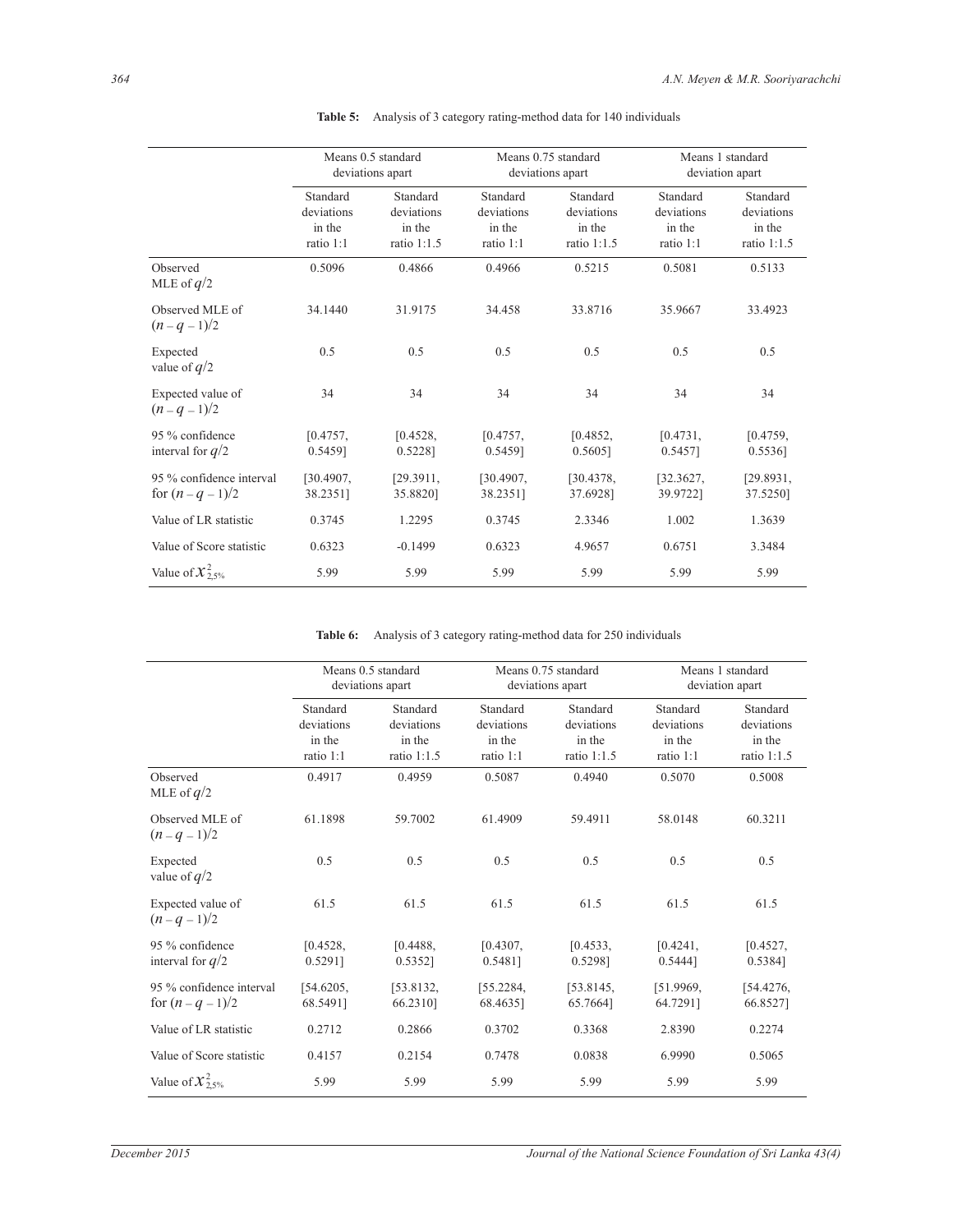**Table 5:** Analysis of 3 category rating-method data for 140 individuals

| | Means 0.5 standard deviations apart | | Means 0.75 standard deviations apart | | Means 1 standard deviation apart | |
|---|---|---|---|---|---|---|
| | Standard deviations in the ratio 1:1 | Standard deviations in the ratio 1:1.5 | Standard deviations in the ratio 1:1 | Standard deviations in the ratio 1:1.5 | Standard deviations in the ratio 1:1 | Standard deviations in the ratio 1:1.5 |
| Observed MLE of $q/2$ | 0.5096 | 0.4866 | 0.4966 | 0.5215 | 0.5081 | 0.5133 |
| Observed MLE of $(n-q-1)/2$ | 34.1440 | 31.9175 | 34.458 | 33.8716 | 35.9667 | 33.4923 |
| Expected value of $q/2$ | 0.5 | 0.5 | 0.5 | 0.5 | 0.5 | 0.5 |
| Expected value of $(n-q-1)/2$ | 34 | 34 | 34 | 34 | 34 | 34 |
| 95 % confidence interval for $q/2$ | [0.4757, 0.5459] | [0.4528, 0.5228] | [0.4757, 0.5459] | [0.4852, 0.5605] | [0.4731, 0.5457] | [0.4759, 0.5536] |
| 95 % confidence interval for $(n-q-1)/2$ | [30.4907, 38.2351] | [29.3911, 35.8820] | [30.4907, 38.2351] | [30.4378, 37.6928] | [32.3627, 39.9722] | [29.8931, 37.5250] |
| Value of LR statistic | 0.3745 | 1.2295 | 0.3745 | 2.3346 | 1.002 | 1.3639 |
| Value of Score statistic | 0.6323 | -0.1499 | 0.6323 | 4.9657 | 0.6751 | 3.3484 |
| Value of $\chi^2_{2,5\%}$ | 5.99 | 5.99 | 5.99 | 5.99 | 5.99 | 5.99 |

**Table 6:** Analysis of 3 category rating-method data for 250 individuals

| | Means 0.5 standard deviations apart | | Means 0.75 standard deviations apart | | Means 1 standard deviation apart | |
|---|---|---|---|---|---|---|
| | Standard deviations in the ratio 1:1 | Standard deviations in the ratio 1:1.5 | Standard deviations in the ratio 1:1 | Standard deviations in the ratio 1:1.5 | Standard deviations in the ratio 1:1 | Standard deviations in the ratio 1:1.5 |
| Observed MLE of $q/2$ | 0.4917 | 0.4959 | 0.5087 | 0.4940 | 0.5070 | 0.5008 |
| Observed MLE of $(n-q-1)/2$ | 61.1898 | 59.7002 | 61.4909 | 59.4911 | 58.0148 | 60.3211 |
| Expected value of $q/2$ | 0.5 | 0.5 | 0.5 | 0.5 | 0.5 | 0.5 |
| Expected value of $(n-q-1)/2$ | 61.5 | 61.5 | 61.5 | 61.5 | 61.5 | 61.5 |
| 95 % confidence interval for $q/2$ | [0.4528, 0.5291] | [0.4488, 0.5352] | [0.4307, 0.5481] | [0.4533, 0.5298] | [0.4241, 0.5444] | [0.4527, 0.5384] |
| 95 % confidence interval for $(n-q-1)/2$ | [54.6205, 68.5491] | [53.8132, 66.2310] | [55.2284, 68.4635] | [53.8145, 65.7664] | [51.9969, 64.7291] | [54.4276, 66.8527] |
| Value of LR statistic | 0.2712 | 0.2866 | 0.3702 | 0.3368 | 2.8390 | 0.2274 |
| Value of Score statistic | 0.4157 | 0.2154 | 0.7478 | 0.0838 | 6.9990 | 0.5065 |
| Value of $\chi^2_{2,5\%}$ | 5.99 | 5.99 | 5.99 | 5.99 | 5.99 | 5.99 |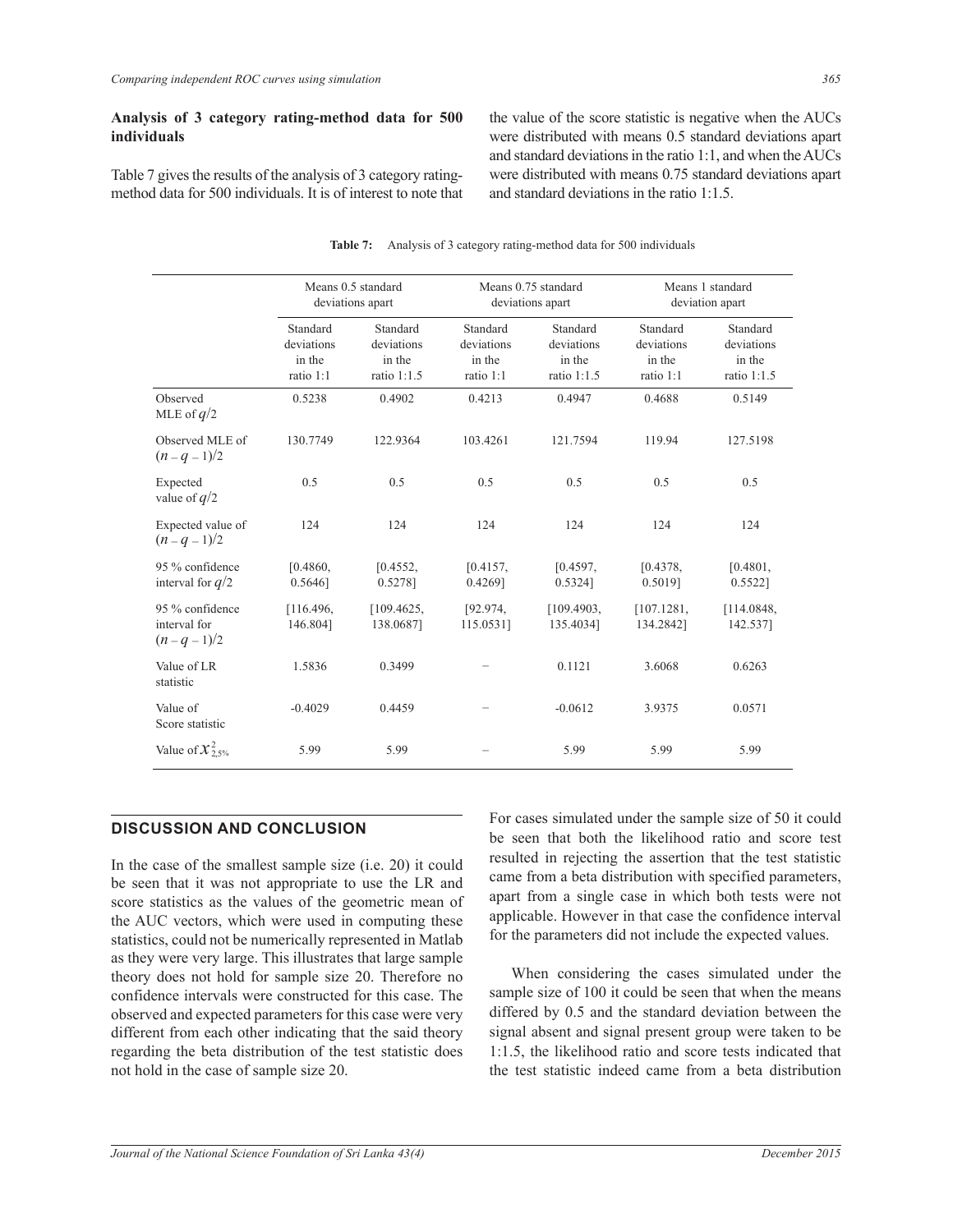**Analysis of 3 category rating-method data for 500 individuals**

Table 7 gives the results of the analysis of 3 category rating-method data for 500 individuals. It is of interest to note that the value of the score statistic is negative when the AUCs were distributed with means 0.5 standard deviations apart and standard deviations in the ratio 1:1, and when the AUCs were distributed with means 0.75 standard deviations apart and standard deviations in the ratio 1:1.5.

**Table 7:** Analysis of 3 category rating-method data for 500 individuals

| | Means 0.5 standard deviations apart | | Means 0.75 standard deviations apart | | Means 1 standard deviation apart | |
|---|---|---|---|---|---|---|
| | Standard deviations in the ratio 1:1 | Standard deviations in the ratio 1:1.5 | Standard deviations in the ratio 1:1 | Standard deviations in the ratio 1:1.5 | Standard deviations in the ratio 1:1 | Standard deviations in the ratio 1:1.5 |
| Observed MLE of $q/2$ | 0.5238 | 0.4902 | 0.4213 | 0.4947 | 0.4688 | 0.5149 |
| Observed MLE of $(n-q-1)/2$ | 130.7749 | 122.9364 | 103.4261 | 121.7594 | 119.94 | 127.5198 |
| Expected value of $q/2$ | 0.5 | 0.5 | 0.5 | 0.5 | 0.5 | 0.5 |
| Expected value of $(n-q-1)/2$ | 124 | 124 | 124 | 124 | 124 | 124 |
| 95 % confidence interval for $q/2$ | [0.4860, 0.5646] | [0.4552, 0.5278] | [0.4157, 0.4269] | [0.4597, 0.5324] | [0.4378, 0.5019] | [0.4801, 0.5522] |
| 95 % confidence interval for $(n-q-1)/2$ | [116.496, 146.804] | [109.4625, 138.0687] | [92.974, 115.0531] | [109.4903, 135.4034] | [107.1281, 134.2842] | [114.0848, 142.537] |
| Value of LR statistic | 1.5836 | 0.3499 | – | 0.1121 | 3.6068 | 0.6263 |
| Value of Score statistic | -0.4029 | 0.4459 | – | -0.0612 | 3.9375 | 0.0571 |
| Value of $\chi^2_{2,5\%}$ | 5.99 | 5.99 | – | 5.99 | 5.99 | 5.99 |

## DISCUSSION AND CONCLUSION

In the case of the smallest sample size (i.e. 20) it could be seen that it was not appropriate to use the LR and score statistics as the values of the geometric mean of the AUC vectors, which were used in computing these statistics, could not be numerically represented in Matlab as they were very large. This illustrates that large sample theory does not hold for sample size 20. Therefore no confidence intervals were constructed for this case. The observed and expected parameters for this case were very different from each other indicating that the said theory regarding the beta distribution of the test statistic does not hold in the case of sample size 20.

For cases simulated under the sample size of 50 it could be seen that both the likelihood ratio and score test resulted in rejecting the assertion that the test statistic came from a beta distribution with specified parameters, apart from a single case in which both tests were not applicable. However in that case the confidence interval for the parameters did not include the expected values.

When considering the cases simulated under the sample size of 100 it could be seen that when the means differed by 0.5 and the standard deviation between the signal absent and signal present group were taken to be 1:1.5, the likelihood ratio and score tests indicated that the test statistic indeed came from a beta distribution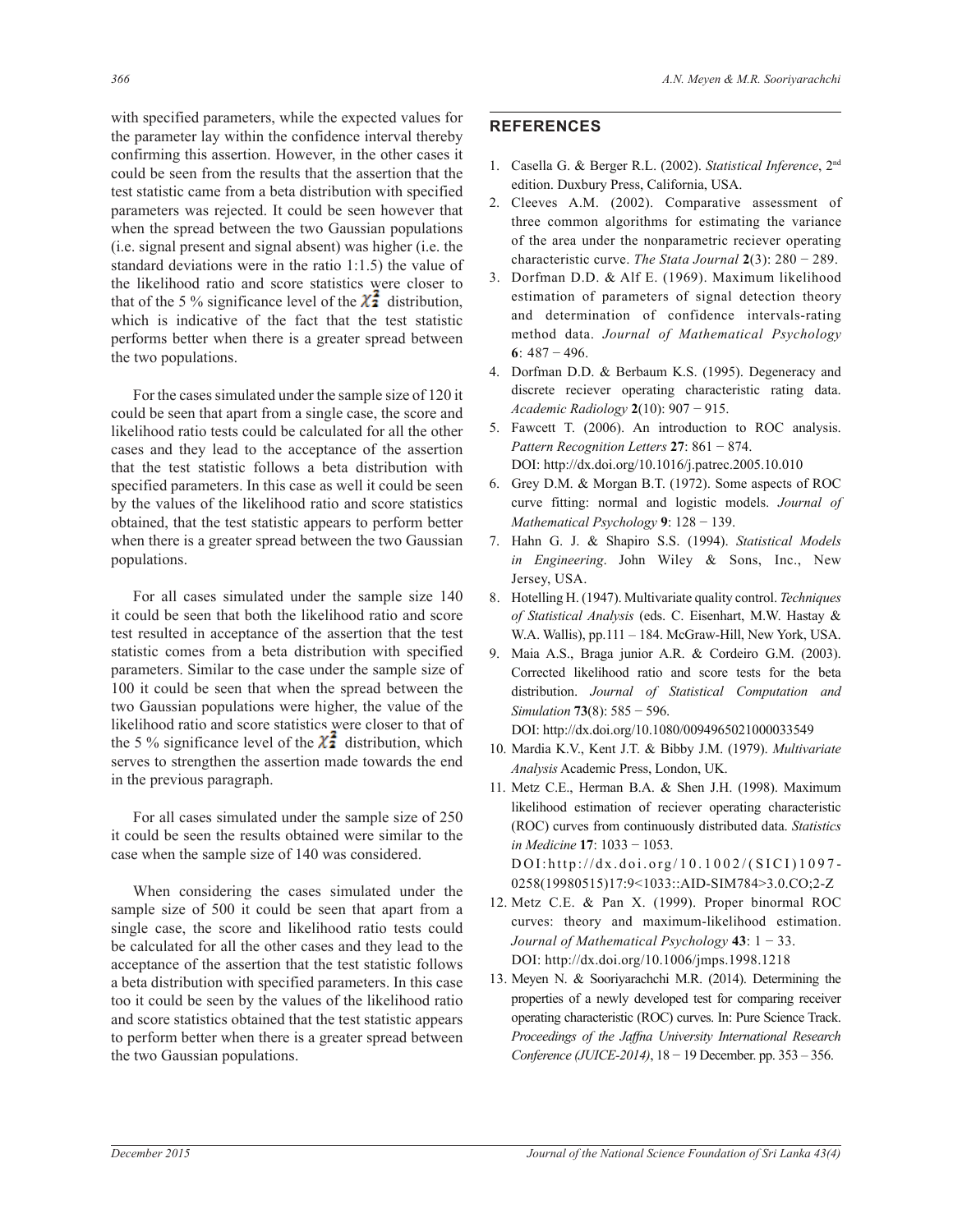with specified parameters, while the expected values for the parameter lay within the confidence interval thereby confirming this assertion. However, in the other cases it could be seen from the results that the assertion that the test statistic came from a beta distribution with specified parameters was rejected. It could be seen however that when the spread between the two Gaussian populations (i.e. signal present and signal absent) was higher (i.e. the standard deviations were in the ratio 1:1.5) the value of the likelihood ratio and score statistics were closer to that of the 5 % significance level of the $\chi^2_2$ distribution, which is indicative of the fact that the test statistic performs better when there is a greater spread between the two populations.

For the cases simulated under the sample size of 120 it could be seen that apart from a single case, the score and likelihood ratio tests could be calculated for all the other cases and they lead to the acceptance of the assertion that the test statistic follows a beta distribution with specified parameters. In this case as well it could be seen by the values of the likelihood ratio and score statistics obtained, that the test statistic appears to perform better when there is a greater spread between the two Gaussian populations.

For all cases simulated under the sample size 140 it could be seen that both the likelihood ratio and score test resulted in acceptance of the assertion that the test statistic comes from a beta distribution with specified parameters. Similar to the case under the sample size of 100 it could be seen that when the spread between the two Gaussian populations were higher, the value of the likelihood ratio and score statistics were closer to that of the 5 % significance level of the $\chi^2_2$ distribution, which serves to strengthen the assertion made towards the end in the previous paragraph.

For all cases simulated under the sample size of 250 it could be seen the results obtained were similar to the case when the sample size of 140 was considered.

When considering the cases simulated under the sample size of 500 it could be seen that apart from a single case, the score and likelihood ratio tests could be calculated for all the other cases and they lead to the acceptance of the assertion that the test statistic follows a beta distribution with specified parameters. In this case too it could be seen by the values of the likelihood ratio and score statistics obtained that the test statistic appears to perform better when there is a greater spread between the two Gaussian populations.

## REFERENCES

1. Casella G. & Berger R.L. (2002). *Statistical Inference*, 2nd edition. Duxbury Press, California, USA.
2. Cleeves A.M. (2002). Comparative assessment of three common algorithms for estimating the variance of the area under the nonparametric reciever operating characteristic curve. *The Stata Journal* **2**(3): 280 − 289.
3. Dorfman D.D. & Alf E. (1969). Maximum likelihood estimation of parameters of signal detection theory and determination of confidence intervals-rating method data. *Journal of Mathematical Psychology* **6**: 487 − 496.
4. Dorfman D.D. & Berbaum K.S. (1995). Degeneracy and discrete reciever operating characteristic rating data. *Academic Radiology* **2**(10): 907 − 915.
5. Fawcett T. (2006). An introduction to ROC analysis. *Pattern Recognition Letters* **27**: 861 − 874. DOI: http://dx.doi.org/10.1016/j.patrec.2005.10.010
6. Grey D.M. & Morgan B.T. (1972). Some aspects of ROC curve fitting: normal and logistic models. *Journal of Mathematical Psychology* **9**: 128 − 139.
7. Hahn G. J. & Shapiro S.S. (1994). *Statistical Models in Engineering*. John Wiley & Sons, Inc., New Jersey, USA.
8. Hotelling H. (1947). Multivariate quality control. *Techniques of Statistical Analysis* (eds. C. Eisenhart, M.W. Hastay & W.A. Wallis), pp.111 – 184. McGraw-Hill, New York, USA.
9. Maia A.S., Braga junior A.R. & Cordeiro G.M. (2003). Corrected likelihood ratio and score tests for the beta distribution. *Journal of Statistical Computation and Simulation* **73**(8): 585 − 596. DOI: http://dx.doi.org/10.1080/0094965021000033549
10. Mardia K.V., Kent J.T. & Bibby J.M. (1979). *Multivariate Analysis* Academic Press, London, UK.
11. Metz C.E., Herman B.A. & Shen J.H. (1998). Maximum likelihood estimation of reciever operating characteristic (ROC) curves from continuously distributed data. *Statistics in Medicine* **17**: 1033 − 1053. DOI:http://dx.doi.org/10.1002/(SICI)1097-0258(19980515)17:9<1033::AID-SIM784>3.0.CO;2-Z
12. Metz C.E. & Pan X. (1999). Proper binormal ROC curves: theory and maximum-likelihood estimation. *Journal of Mathematical Psychology* **43**: 1 − 33. DOI: http://dx.doi.org/10.1006/jmps.1998.1218
13. Meyen N. & Sooriyarachchi M.R. (2014). Determining the properties of a newly developed test for comparing receiver operating characteristic (ROC) curves. In: Pure Science Track. *Proceedings of the Jaffna University International Research Conference (JUICE-2014)*, 18 − 19 December. pp. 353 – 356.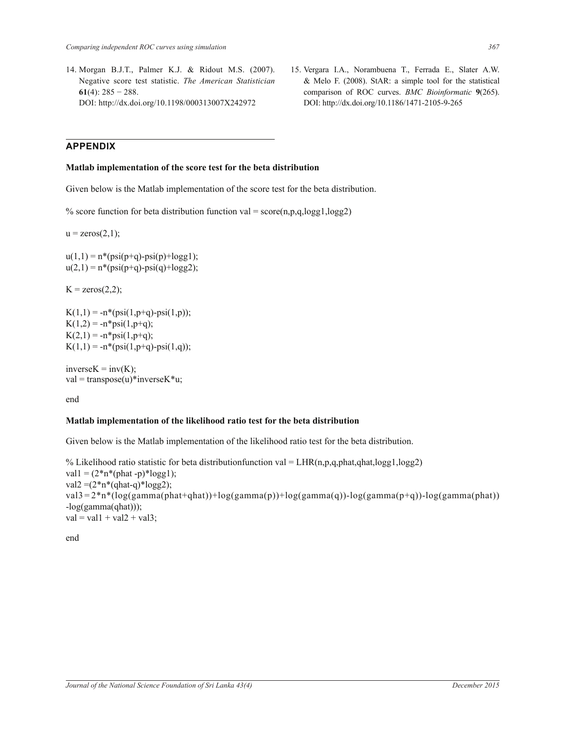14. Morgan B.J.T., Palmer K.J. & Ridout M.S. (2007). Negative score test statistic. *The American Statistician* **61**(4): 285 − 288.
DOI: http://dx.doi.org/10.1198/000313007X242972

15. Vergara I.A., Norambuena T., Ferrada E., Slater A.W. & Melo F. (2008). StAR: a simple tool for the statistical comparison of ROC curves. *BMC Bioinformatic* **9**(265).
DOI: http://dx.doi.org/10.1186/1471-2105-9-265

## APPENDIX

### Matlab implementation of the score test for the beta distribution

Given below is the Matlab implementation of the score test for the beta distribution.

```
% score function for beta distribution function val = score(n,p,q,logg1,logg2)

u = zeros(2,1);

u(1,1) = n*(psi(p+q)-psi(p)+logg1);
u(2,1) = n*(psi(p+q)-psi(q)+logg2);

K = zeros(2,2);

K(1,1) = -n*(psi(1,p+q)-psi(1,p));
K(1,2) = -n*psi(1,p+q);
K(2,1) = -n*psi(1,p+q);
K(1,1) = -n*(psi(1,p+q)-psi(1,q));

inverseK = inv(K);
val = transpose(u)*inverseK*u;

end
```

### Matlab implementation of the likelihood ratio test for the beta distribution

Given below is the Matlab implementation of the likelihood ratio test for the beta distribution.

```
% Likelihood ratio statistic for beta distributionfunction val = LHR(n,p,q,phat,qhat,logg1,logg2)
val1 = (2*n*(phat -p)*logg1);
val2 =(2*n*(qhat-q)*logg2);
val3 = 2*n*(log(gamma(phat+qhat))+log(gamma(p))+log(gamma(q))-log(gamma(p+q))-log(gamma(phat))
-log(gamma(qhat)));
val = val1 + val2 + val3;

end
```